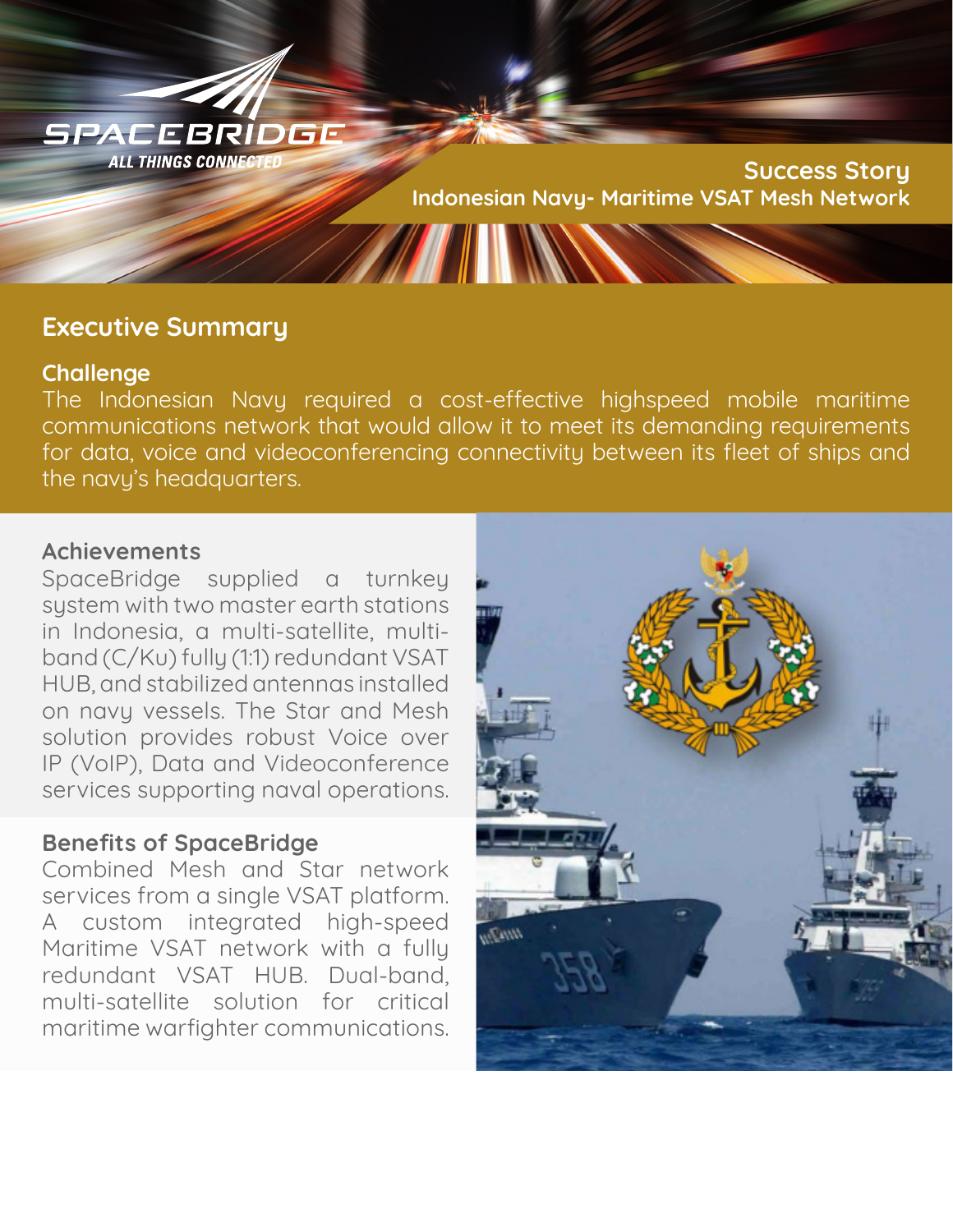SPACEBRIDGE
ALL THINGS CONNECTED

# Success Story

## Indonesian Navy- Maritime VSAT Mesh Network

## Executive Summary

### Challenge

The Indonesian Navy required a cost-effective highspeed mobile maritime communications network that would allow it to meet its demanding requirements for data, voice and videoconferencing connectivity between its fleet of ships and the navy's headquarters.

### Achievements

SpaceBridge supplied a turnkey system with two master earth stations in Indonesia, a multi-satellite, multi-band (C/Ku) fully (1:1) redundant VSAT HUB, and stabilized antennas installed on navy vessels. The Star and Mesh solution provides robust Voice over IP (VoIP), Data and Videoconference services supporting naval operations.

### Benefits of SpaceBridge

Combined Mesh and Star network services from a single VSAT platform. A custom integrated high-speed Maritime VSAT network with a fully redundant VSAT HUB. Dual-band, multi-satellite solution for critical maritime warfighter communications.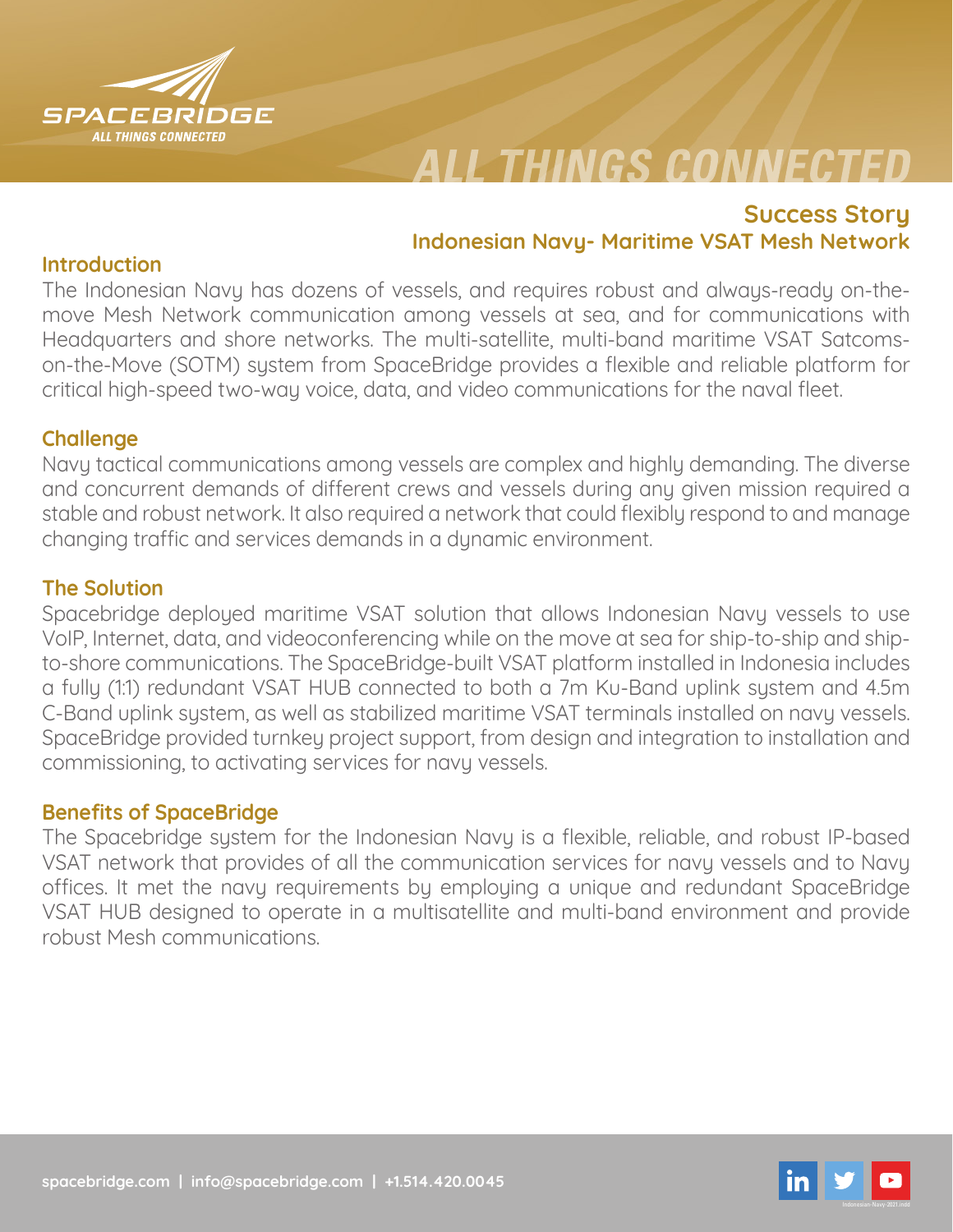# Success Story

## Indonesian Navy- Maritime VSAT Mesh Network

### Introduction

The Indonesian Navy has dozens of vessels, and requires robust and always-ready on-the-move Mesh Network communication among vessels at sea, and for communications with Headquarters and shore networks. The multi-satellite, multi-band maritime VSAT Satcoms-on-the-Move (SOTM) system from SpaceBridge provides a flexible and reliable platform for critical high-speed two-way voice, data, and video communications for the naval fleet.

### Challenge

Navy tactical communications among vessels are complex and highly demanding. The diverse and concurrent demands of different crews and vessels during any given mission required a stable and robust network. It also required a network that could flexibly respond to and manage changing traffic and services demands in a dynamic environment.

### The Solution

Spacebridge deployed maritime VSAT solution that allows Indonesian Navy vessels to use VoIP, Internet, data, and videoconferencing while on the move at sea for ship-to-ship and ship-to-shore communications. The SpaceBridge-built VSAT platform installed in Indonesia includes a fully (1:1) redundant VSAT HUB connected to both a 7m Ku-Band uplink system and 4.5m C-Band uplink system, as well as stabilized maritime VSAT terminals installed on navy vessels. SpaceBridge provided turnkey project support, from design and integration to installation and commissioning, to activating services for navy vessels.

### Benefits of SpaceBridge

The Spacebridge system for the Indonesian Navy is a flexible, reliable, and robust IP-based VSAT network that provides of all the communication services for navy vessels and to Navy offices. It met the navy requirements by employing a unique and redundant SpaceBridge VSAT HUB designed to operate in a multisatellite and multi-band environment and provide robust Mesh communications.

spacebridge.com | info@spacebridge.com | +1.514.420.0045